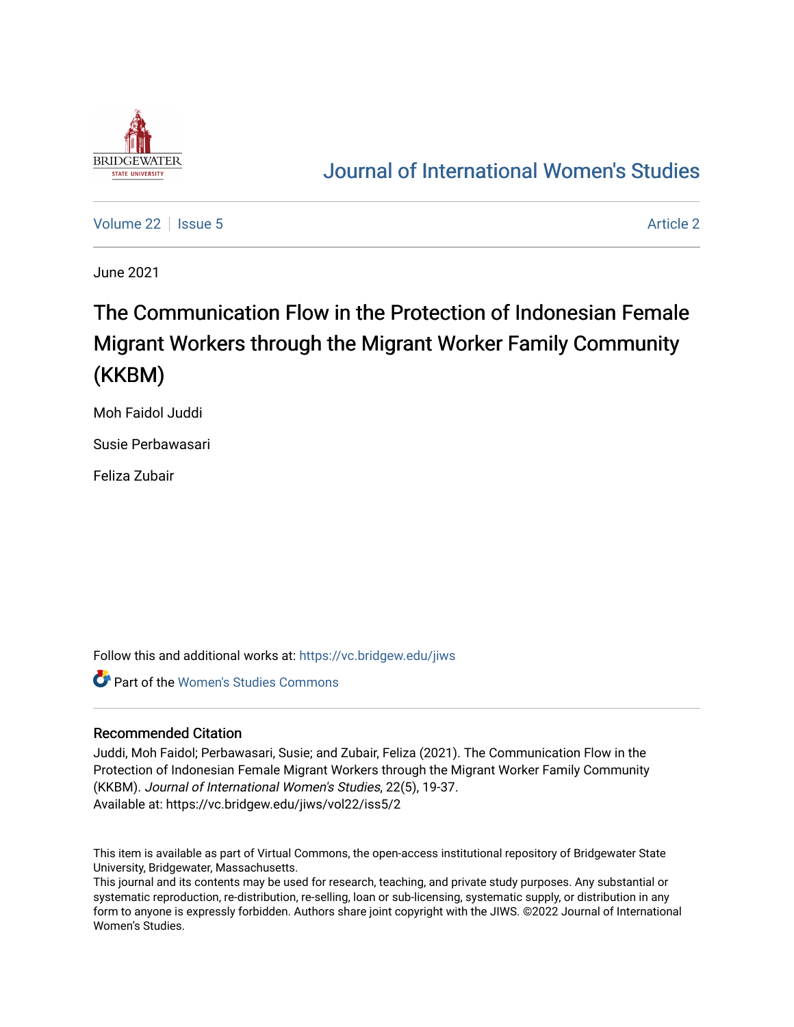# Journal of International Women's Studies

Volume 22 | Issue 5 | Article 2

June 2021

# The Communication Flow in the Protection of Indonesian Female Migrant Workers through the Migrant Worker Family Community (KKBM)

Moh Faidol Juddi

Susie Perbawasari

Feliza Zubair

Follow this and additional works at: https://vc.bridgew.edu/jiws

Part of the Women's Studies Commons

## Recommended Citation

Juddi, Moh Faidol; Perbawasari, Susie; and Zubair, Feliza (2021). The Communication Flow in the Protection of Indonesian Female Migrant Workers through the Migrant Worker Family Community (KKBM). *Journal of International Women's Studies*, 22(5), 19-37.
Available at: https://vc.bridgew.edu/jiws/vol22/iss5/2

This item is available as part of Virtual Commons, the open-access institutional repository of Bridgewater State University, Bridgewater, Massachusetts.
This journal and its contents may be used for research, teaching, and private study purposes. Any substantial or systematic reproduction, re-distribution, re-selling, loan or sub-licensing, systematic supply, or distribution in any form to anyone is expressly forbidden. Authors share joint copyright with the JIWS. ©2022 Journal of International Women's Studies.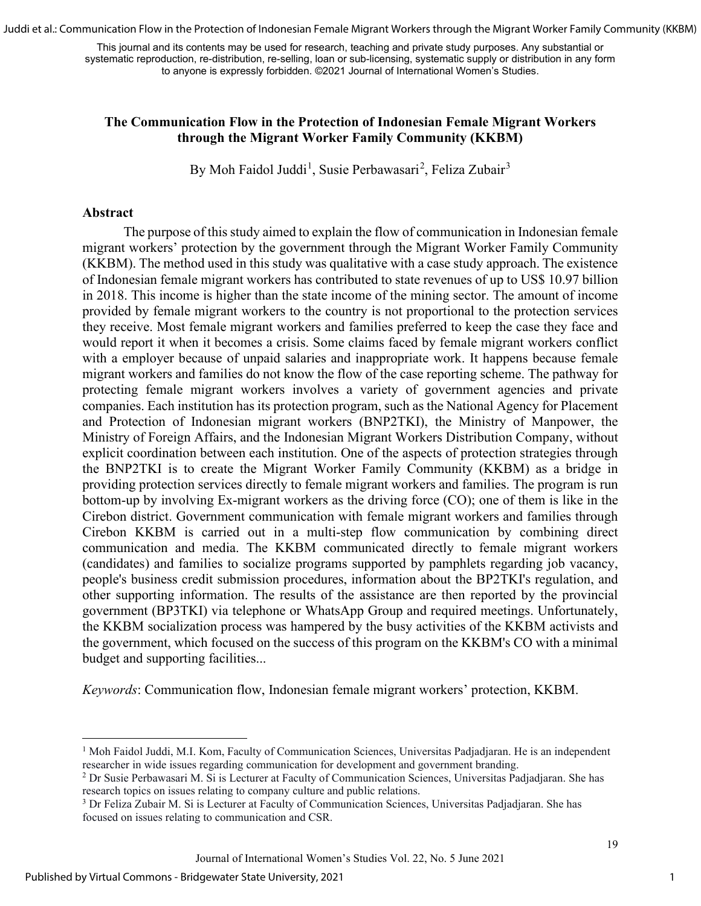This journal and its contents may be used for research, teaching and private study purposes. Any substantial or systematic reproduction, re-distribution, re-selling, loan or sub-licensing, systematic supply or distribution in any form to anyone is expressly forbidden. ©2021 Journal of International Women's Studies.

# The Communication Flow in the Protection of Indonesian Female Migrant Workers through the Migrant Worker Family Community (KKBM)

By Moh Faidol Juddi[1], Susie Perbawasari[2], Feliza Zubair[3]

## Abstract

The purpose of this study aimed to explain the flow of communication in Indonesian female migrant workers' protection by the government through the Migrant Worker Family Community (KKBM). The method used in this study was qualitative with a case study approach. The existence of Indonesian female migrant workers has contributed to state revenues of up to US$ 10.97 billion in 2018. This income is higher than the state income of the mining sector. The amount of income provided by female migrant workers to the country is not proportional to the protection services they receive. Most female migrant workers and families preferred to keep the case they face and would report it when it becomes a crisis. Some claims faced by female migrant workers conflict with a employer because of unpaid salaries and inappropriate work. It happens because female migrant workers and families do not know the flow of the case reporting scheme. The pathway for protecting female migrant workers involves a variety of government agencies and private companies. Each institution has its protection program, such as the National Agency for Placement and Protection of Indonesian migrant workers (BNP2TKI), the Ministry of Manpower, the Ministry of Foreign Affairs, and the Indonesian Migrant Workers Distribution Company, without explicit coordination between each institution. One of the aspects of protection strategies through the BNP2TKI is to create the Migrant Worker Family Community (KKBM) as a bridge in providing protection services directly to female migrant workers and families. The program is run bottom-up by involving Ex-migrant workers as the driving force (CO); one of them is like in the Cirebon district. Government communication with female migrant workers and families through Cirebon KKBM is carried out in a multi-step flow communication by combining direct communication and media. The KKBM communicated directly to female migrant workers (candidates) and families to socialize programs supported by pamphlets regarding job vacancy, people's business credit submission procedures, information about the BP2TKI's regulation, and other supporting information. The results of the assistance are then reported by the provincial government (BP3TKI) via telephone or WhatsApp Group and required meetings. Unfortunately, the KKBM socialization process was hampered by the busy activities of the KKBM activists and the government, which focused on the success of this program on the KKBM's CO with a minimal budget and supporting facilities...

*Keywords*: Communication flow, Indonesian female migrant workers' protection, KKBM.

---

[1] Moh Faidol Juddi, M.I. Kom, Faculty of Communication Sciences, Universitas Padjadjaran. He is an independent researcher in wide issues regarding communication for development and government branding.

[2] Dr Susie Perbawasari M. Si is Lecturer at Faculty of Communication Sciences, Universitas Padjadjaran. She has research topics on issues relating to company culture and public relations.

[3] Dr Feliza Zubair M. Si is Lecturer at Faculty of Communication Sciences, Universitas Padjadjaran. She has focused on issues relating to communication and CSR.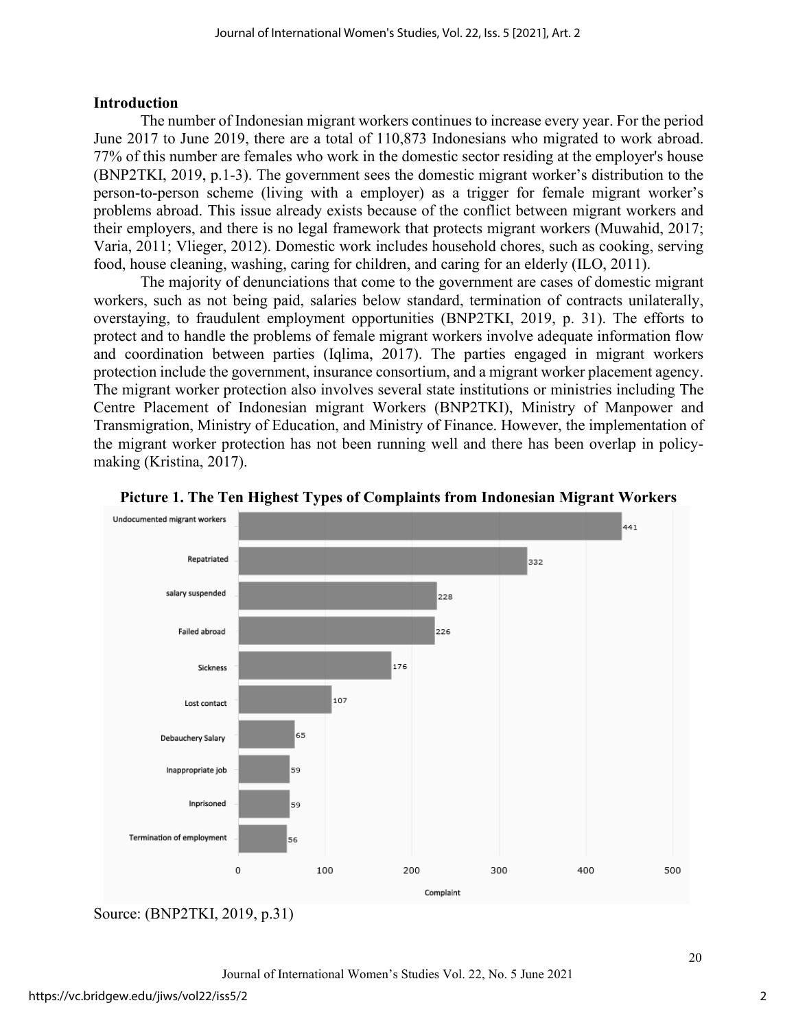## Introduction

The number of Indonesian migrant workers continues to increase every year. For the period June 2017 to June 2019, there are a total of 110,873 Indonesians who migrated to work abroad. 77% of this number are females who work in the domestic sector residing at the employer's house (BNP2TKI, 2019, p.1-3). The government sees the domestic migrant worker's distribution to the person-to-person scheme (living with a employer) as a trigger for female migrant worker's problems abroad. This issue already exists because of the conflict between migrant workers and their employers, and there is no legal framework that protects migrant workers (Muwahid, 2017; Varia, 2011; Vlieger, 2012). Domestic work includes household chores, such as cooking, serving food, house cleaning, washing, caring for children, and caring for an elderly (ILO, 2011).

The majority of denunciations that come to the government are cases of domestic migrant workers, such as not being paid, salaries below standard, termination of contracts unilaterally, overstaying, to fraudulent employment opportunities (BNP2TKI, 2019, p. 31). The efforts to protect and to handle the problems of female migrant workers involve adequate information flow and coordination between parties (Iqlima, 2017). The parties engaged in migrant workers protection include the government, insurance consortium, and a migrant worker placement agency. The migrant worker protection also involves several state institutions or ministries including The Centre Placement of Indonesian migrant Workers (BNP2TKI), Ministry of Manpower and Transmigration, Ministry of Education, and Ministry of Finance. However, the implementation of the migrant worker protection has not been running well and there has been overlap in policy-making (Kristina, 2017).

**Picture 1. The Ten Highest Types of Complaints from Indonesian Migrant Workers**

| Type of complaint | Complaint |
|---|---|
| Undocumented migrant workers | 441 |
| Repatriated | 332 |
| salary suspended | 228 |
| Failed abroad | 226 |
| Sickness | 176 |
| Lost contact | 107 |
| Debauchery Salary | 65 |
| Inappropriate job | 59 |
| Inprisoned | 59 |
| Termination of employment | 56 |

Source: (BNP2TKI, 2019, p.31)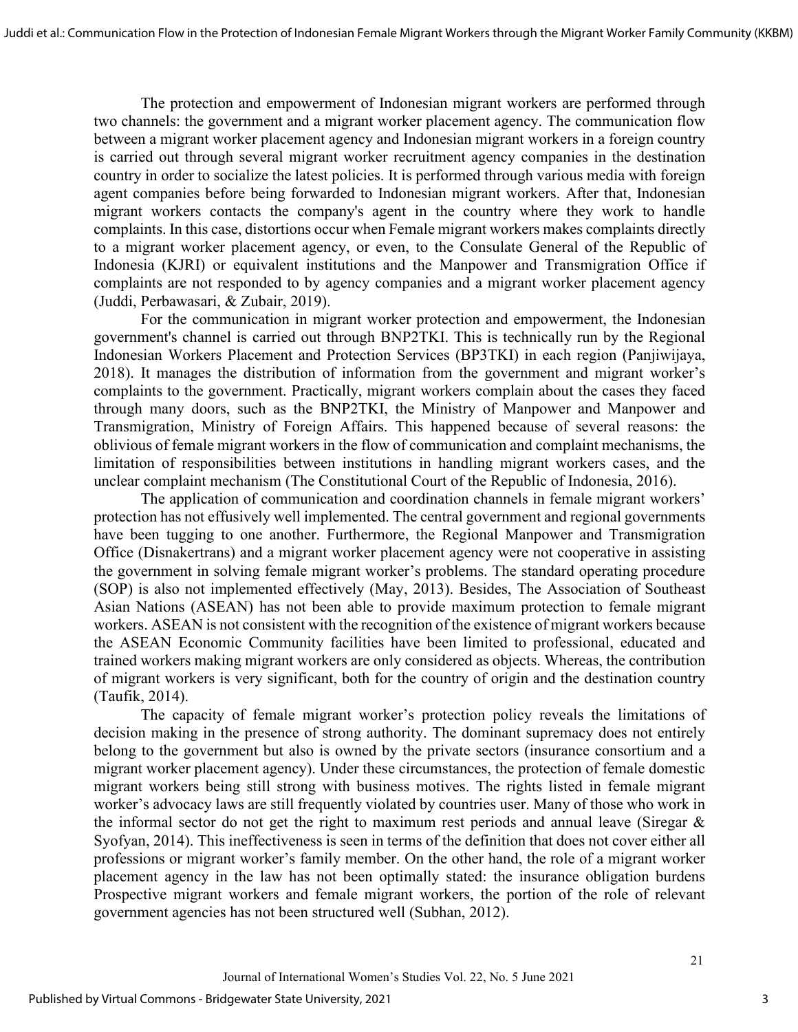The protection and empowerment of Indonesian migrant workers are performed through two channels: the government and a migrant worker placement agency. The communication flow between a migrant worker placement agency and Indonesian migrant workers in a foreign country is carried out through several migrant worker recruitment agency companies in the destination country in order to socialize the latest policies. It is performed through various media with foreign agent companies before being forwarded to Indonesian migrant workers. After that, Indonesian migrant workers contacts the company's agent in the country where they work to handle complaints. In this case, distortions occur when Female migrant workers makes complaints directly to a migrant worker placement agency, or even, to the Consulate General of the Republic of Indonesia (KJRI) or equivalent institutions and the Manpower and Transmigration Office if complaints are not responded to by agency companies and a migrant worker placement agency (Juddi, Perbawasari, & Zubair, 2019).

For the communication in migrant worker protection and empowerment, the Indonesian government's channel is carried out through BNP2TKI. This is technically run by the Regional Indonesian Workers Placement and Protection Services (BP3TKI) in each region (Panjiwijaya, 2018). It manages the distribution of information from the government and migrant worker's complaints to the government. Practically, migrant workers complain about the cases they faced through many doors, such as the BNP2TKI, the Ministry of Manpower and Manpower and Transmigration, Ministry of Foreign Affairs. This happened because of several reasons: the oblivious of female migrant workers in the flow of communication and complaint mechanisms, the limitation of responsibilities between institutions in handling migrant workers cases, and the unclear complaint mechanism (The Constitutional Court of the Republic of Indonesia, 2016).

The application of communication and coordination channels in female migrant workers' protection has not effusively well implemented. The central government and regional governments have been tugging to one another. Furthermore, the Regional Manpower and Transmigration Office (Disnakertrans) and a migrant worker placement agency were not cooperative in assisting the government in solving female migrant worker's problems. The standard operating procedure (SOP) is also not implemented effectively (May, 2013). Besides, The Association of Southeast Asian Nations (ASEAN) has not been able to provide maximum protection to female migrant workers. ASEAN is not consistent with the recognition of the existence of migrant workers because the ASEAN Economic Community facilities have been limited to professional, educated and trained workers making migrant workers are only considered as objects. Whereas, the contribution of migrant workers is very significant, both for the country of origin and the destination country (Taufik, 2014).

The capacity of female migrant worker's protection policy reveals the limitations of decision making in the presence of strong authority. The dominant supremacy does not entirely belong to the government but also is owned by the private sectors (insurance consortium and a migrant worker placement agency). Under these circumstances, the protection of female domestic migrant workers being still strong with business motives. The rights listed in female migrant worker's advocacy laws are still frequently violated by countries user. Many of those who work in the informal sector do not get the right to maximum rest periods and annual leave (Siregar & Syofyan, 2014). This ineffectiveness is seen in terms of the definition that does not cover either all professions or migrant worker's family member. On the other hand, the role of a migrant worker placement agency in the law has not been optimally stated: the insurance obligation burdens Prospective migrant workers and female migrant workers, the portion of the role of relevant government agencies has not been structured well (Subhan, 2012).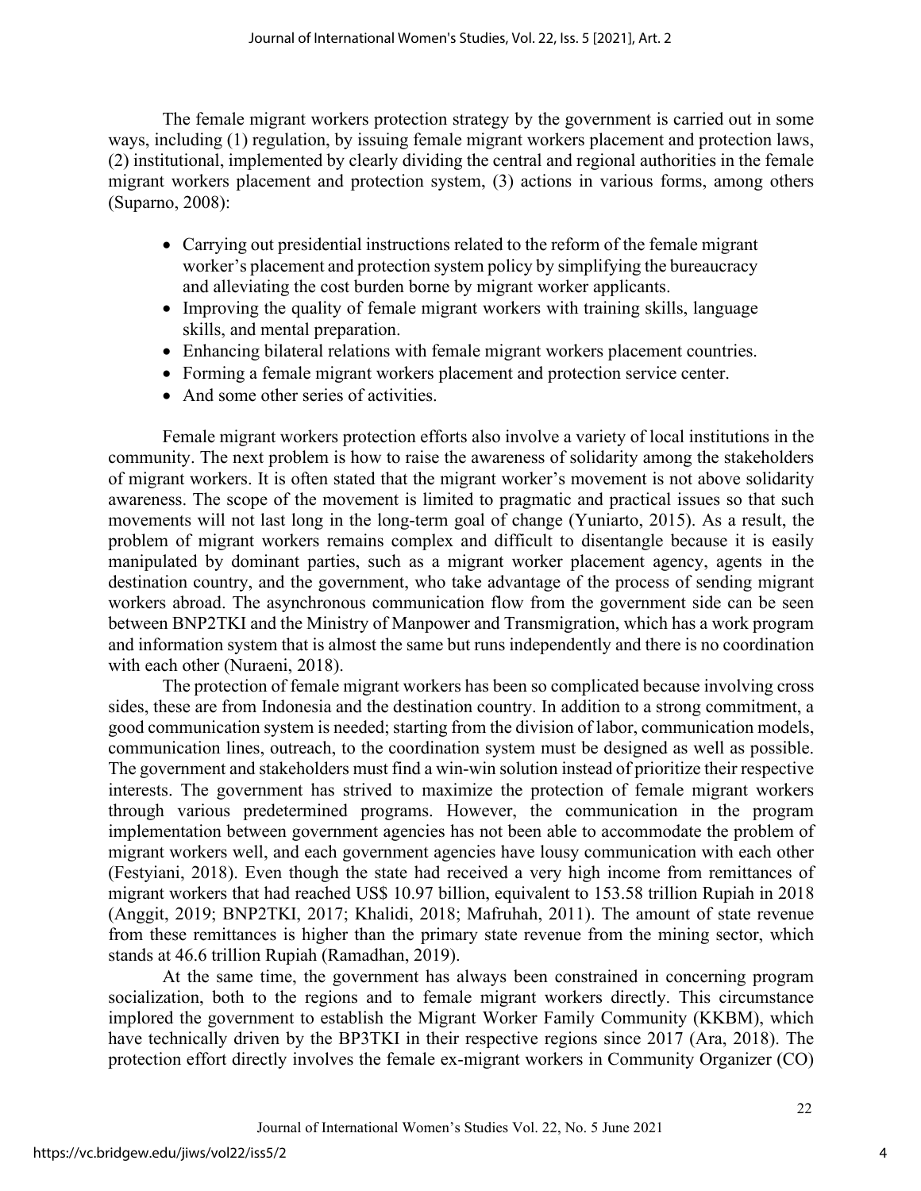The female migrant workers protection strategy by the government is carried out in some ways, including (1) regulation, by issuing female migrant workers placement and protection laws, (2) institutional, implemented by clearly dividing the central and regional authorities in the female migrant workers placement and protection system, (3) actions in various forms, among others (Suparno, 2008):

- Carrying out presidential instructions related to the reform of the female migrant worker's placement and protection system policy by simplifying the bureaucracy and alleviating the cost burden borne by migrant worker applicants.
- Improving the quality of female migrant workers with training skills, language skills, and mental preparation.
- Enhancing bilateral relations with female migrant workers placement countries.
- Forming a female migrant workers placement and protection service center.
- And some other series of activities.

Female migrant workers protection efforts also involve a variety of local institutions in the community. The next problem is how to raise the awareness of solidarity among the stakeholders of migrant workers. It is often stated that the migrant worker's movement is not above solidarity awareness. The scope of the movement is limited to pragmatic and practical issues so that such movements will not last long in the long-term goal of change (Yuniarto, 2015). As a result, the problem of migrant workers remains complex and difficult to disentangle because it is easily manipulated by dominant parties, such as a migrant worker placement agency, agents in the destination country, and the government, who take advantage of the process of sending migrant workers abroad. The asynchronous communication flow from the government side can be seen between BNP2TKI and the Ministry of Manpower and Transmigration, which has a work program and information system that is almost the same but runs independently and there is no coordination with each other (Nuraeni, 2018).

The protection of female migrant workers has been so complicated because involving cross sides, these are from Indonesia and the destination country. In addition to a strong commitment, a good communication system is needed; starting from the division of labor, communication models, communication lines, outreach, to the coordination system must be designed as well as possible. The government and stakeholders must find a win-win solution instead of prioritize their respective interests. The government has strived to maximize the protection of female migrant workers through various predetermined programs. However, the communication in the program implementation between government agencies has not been able to accommodate the problem of migrant workers well, and each government agencies have lousy communication with each other (Festyiani, 2018). Even though the state had received a very high income from remittances of migrant workers that had reached US$ 10.97 billion, equivalent to 153.58 trillion Rupiah in 2018 (Anggit, 2019; BNP2TKI, 2017; Khalidi, 2018; Mafruhah, 2011). The amount of state revenue from these remittances is higher than the primary state revenue from the mining sector, which stands at 46.6 trillion Rupiah (Ramadhan, 2019).

At the same time, the government has always been constrained in concerning program socialization, both to the regions and to female migrant workers directly. This circumstance implored the government to establish the Migrant Worker Family Community (KKBM), which have technically driven by the BP3TKI in their respective regions since 2017 (Ara, 2018). The protection effort directly involves the female ex-migrant workers in Community Organizer (CO)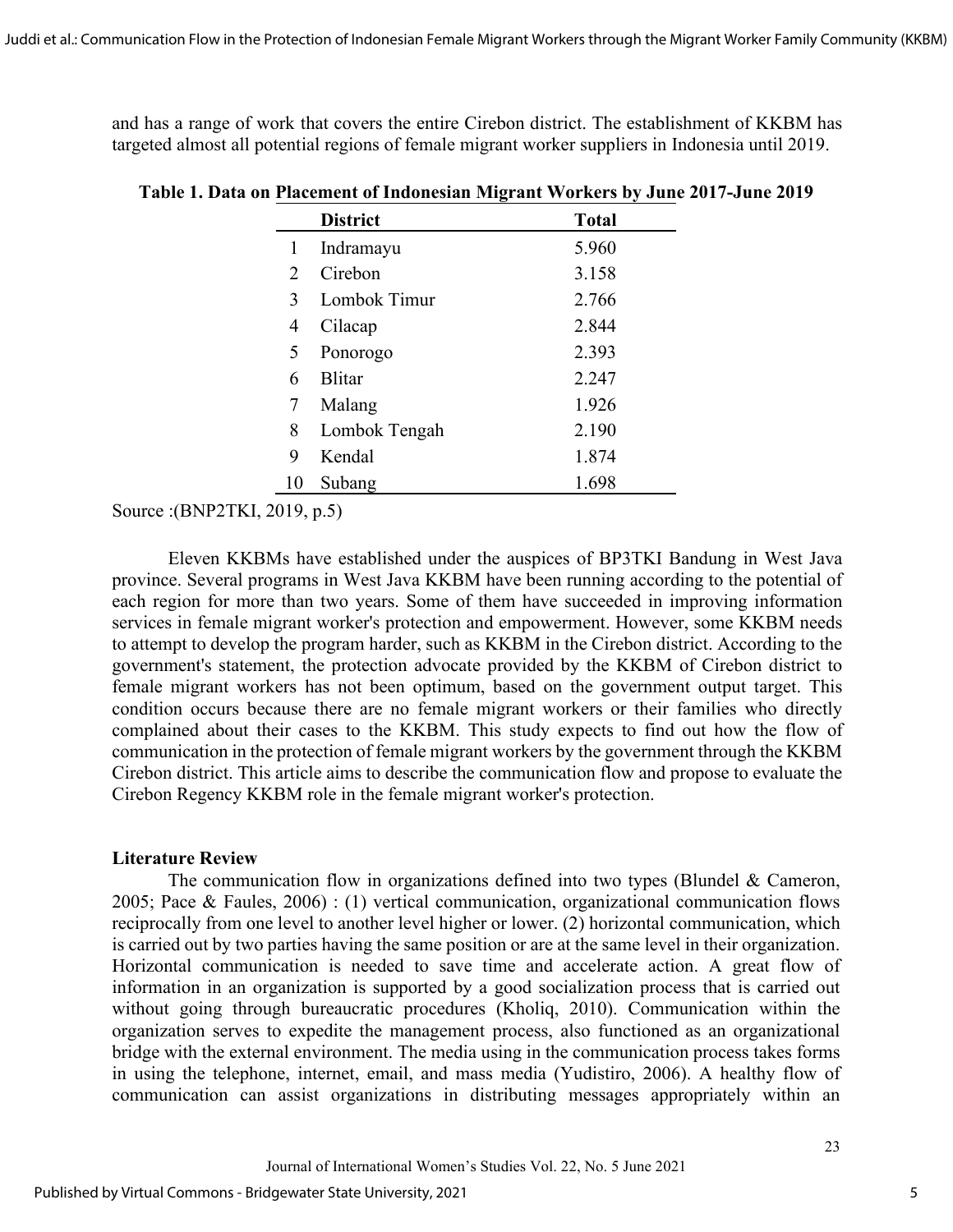and has a range of work that covers the entire Cirebon district. The establishment of KKBM has targeted almost all potential regions of female migrant worker suppliers in Indonesia until 2019.

**Table 1. Data on Placement of Indonesian Migrant Workers by June 2017-June 2019**

| | District | Total |
|---|---|---|
| 1 | Indramayu | 5.960 |
| 2 | Cirebon | 3.158 |
| 3 | Lombok Timur | 2.766 |
| 4 | Cilacap | 2.844 |
| 5 | Ponorogo | 2.393 |
| 6 | Blitar | 2.247 |
| 7 | Malang | 1.926 |
| 8 | Lombok Tengah | 2.190 |
| 9 | Kendal | 1.874 |
| 10 | Subang | 1.698 |

Source :(BNP2TKI, 2019, p.5)

Eleven KKBMs have established under the auspices of BP3TKI Bandung in West Java province. Several programs in West Java KKBM have been running according to the potential of each region for more than two years. Some of them have succeeded in improving information services in female migrant worker's protection and empowerment. However, some KKBM needs to attempt to develop the program harder, such as KKBM in the Cirebon district. According to the government's statement, the protection advocate provided by the KKBM of Cirebon district to female migrant workers has not been optimum, based on the government output target. This condition occurs because there are no female migrant workers or their families who directly complained about their cases to the KKBM. This study expects to find out how the flow of communication in the protection of female migrant workers by the government through the KKBM Cirebon district. This article aims to describe the communication flow and propose to evaluate the Cirebon Regency KKBM role in the female migrant worker's protection.

### Literature Review

The communication flow in organizations defined into two types (Blundel & Cameron, 2005; Pace & Faules, 2006) : (1) vertical communication, organizational communication flows reciprocally from one level to another level higher or lower. (2) horizontal communication, which is carried out by two parties having the same position or are at the same level in their organization. Horizontal communication is needed to save time and accelerate action. A great flow of information in an organization is supported by a good socialization process that is carried out without going through bureaucratic procedures (Kholiq, 2010). Communication within the organization serves to expedite the management process, also functioned as an organizational bridge with the external environment. The media using in the communication process takes forms in using the telephone, internet, email, and mass media (Yudistiro, 2006). A healthy flow of communication can assist organizations in distributing messages appropriately within an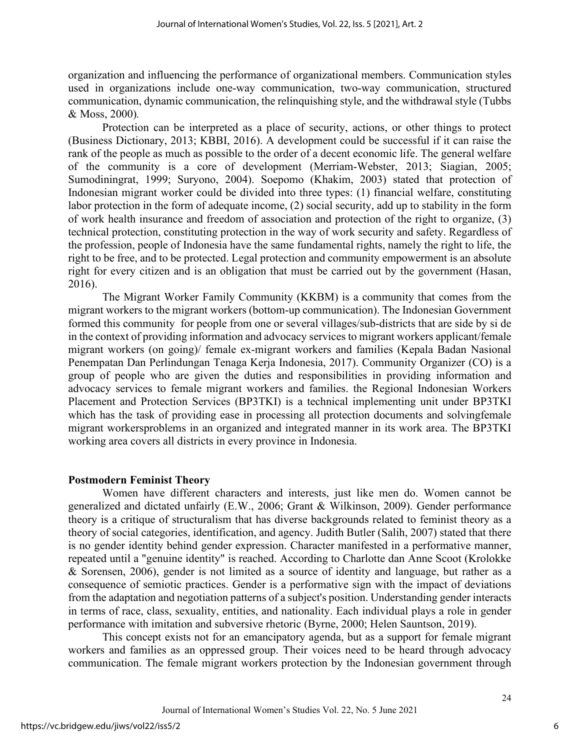organization and influencing the performance of organizational members. Communication styles used in organizations include one-way communication, two-way communication, structured communication, dynamic communication, the relinquishing style, and the withdrawal style (Tubbs & Moss, 2000).

Protection can be interpreted as a place of security, actions, or other things to protect (Business Dictionary, 2013; KBBI, 2016). A development could be successful if it can raise the rank of the people as much as possible to the order of a decent economic life. The general welfare of the community is a core of development (Merriam-Webster, 2013; Siagian, 2005; Sumodiningrat, 1999; Suryono, 2004). Soepomo (Khakim, 2003) stated that protection of Indonesian migrant worker could be divided into three types: (1) financial welfare, constituting labor protection in the form of adequate income, (2) social security, add up to stability in the form of work health insurance and freedom of association and protection of the right to organize, (3) technical protection, constituting protection in the way of work security and safety. Regardless of the profession, people of Indonesia have the same fundamental rights, namely the right to life, the right to be free, and to be protected. Legal protection and community empowerment is an absolute right for every citizen and is an obligation that must be carried out by the government (Hasan, 2016).

The Migrant Worker Family Community (KKBM) is a community that comes from the migrant workers to the migrant workers (bottom-up communication). The Indonesian Government formed this community for people from one or several villages/sub-districts that are side by si de in the context of providing information and advocacy services to migrant workers applicant/female migrant workers (on going)/ female ex-migrant workers and families (Kepala Badan Nasional Penempatan Dan Perlindungan Tenaga Kerja Indonesia, 2017). Community Organizer (CO) is a group of people who are given the duties and responsibilities in providing information and advocacy services to female migrant workers and families. the Regional Indonesian Workers Placement and Protection Services (BP3TKI) is a technical implementing unit under BP3TKI which has the task of providing ease in processing all protection documents and solvingfemale migrant workersproblems in an organized and integrated manner in its work area. The BP3TKI working area covers all districts in every province in Indonesia.

## Postmodern Feminist Theory

Women have different characters and interests, just like men do. Women cannot be generalized and dictated unfairly (E.W., 2006; Grant & Wilkinson, 2009). Gender performance theory is a critique of structuralism that has diverse backgrounds related to feminist theory as a theory of social categories, identification, and agency. Judith Butler (Salih, 2007) stated that there is no gender identity behind gender expression. Character manifested in a performative manner, repeated until a "genuine identity" is reached. According to Charlotte dan Anne Scoot (Krolokke & Sorensen, 2006), gender is not limited as a source of identity and language, but rather as a consequence of semiotic practices. Gender is a performative sign with the impact of deviations from the adaptation and negotiation patterns of a subject's position. Understanding gender interacts in terms of race, class, sexuality, entities, and nationality. Each individual plays a role in gender performance with imitation and subversive rhetoric (Byrne, 2000; Helen Sauntson, 2019).

This concept exists not for an emancipatory agenda, but as a support for female migrant workers and families as an oppressed group. Their voices need to be heard through advocacy communication. The female migrant workers protection by the Indonesian government through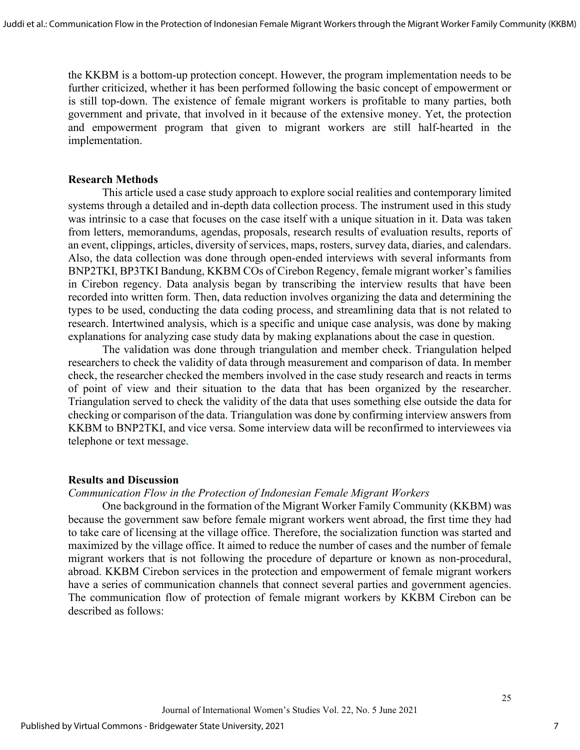the KKBM is a bottom-up protection concept. However, the program implementation needs to be further criticized, whether it has been performed following the basic concept of empowerment or is still top-down. The existence of female migrant workers is profitable to many parties, both government and private, that involved in it because of the extensive money. Yet, the protection and empowerment program that given to migrant workers are still half-hearted in the implementation.

## Research Methods

This article used a case study approach to explore social realities and contemporary limited systems through a detailed and in-depth data collection process. The instrument used in this study was intrinsic to a case that focuses on the case itself with a unique situation in it. Data was taken from letters, memorandums, agendas, proposals, research results of evaluation results, reports of an event, clippings, articles, diversity of services, maps, rosters, survey data, diaries, and calendars. Also, the data collection was done through open-ended interviews with several informants from BNP2TKI, BP3TKI Bandung, KKBM COs of Cirebon Regency, female migrant worker's families in Cirebon regency. Data analysis began by transcribing the interview results that have been recorded into written form. Then, data reduction involves organizing the data and determining the types to be used, conducting the data coding process, and streamlining data that is not related to research. Intertwined analysis, which is a specific and unique case analysis, was done by making explanations for analyzing case study data by making explanations about the case in question.

The validation was done through triangulation and member check. Triangulation helped researchers to check the validity of data through measurement and comparison of data. In member check, the researcher checked the members involved in the case study research and reacts in terms of point of view and their situation to the data that has been organized by the researcher. Triangulation served to check the validity of the data that uses something else outside the data for checking or comparison of the data. Triangulation was done by confirming interview answers from KKBM to BNP2TKI, and vice versa. Some interview data will be reconfirmed to interviewees via telephone or text message.

## Results and Discussion

### *Communication Flow in the Protection of Indonesian Female Migrant Workers*

One background in the formation of the Migrant Worker Family Community (KKBM) was because the government saw before female migrant workers went abroad, the first time they had to take care of licensing at the village office. Therefore, the socialization function was started and maximized by the village office. It aimed to reduce the number of cases and the number of female migrant workers that is not following the procedure of departure or known as non-procedural, abroad. KKBM Cirebon services in the protection and empowerment of female migrant workers have a series of communication channels that connect several parties and government agencies. The communication flow of protection of female migrant workers by KKBM Cirebon can be described as follows: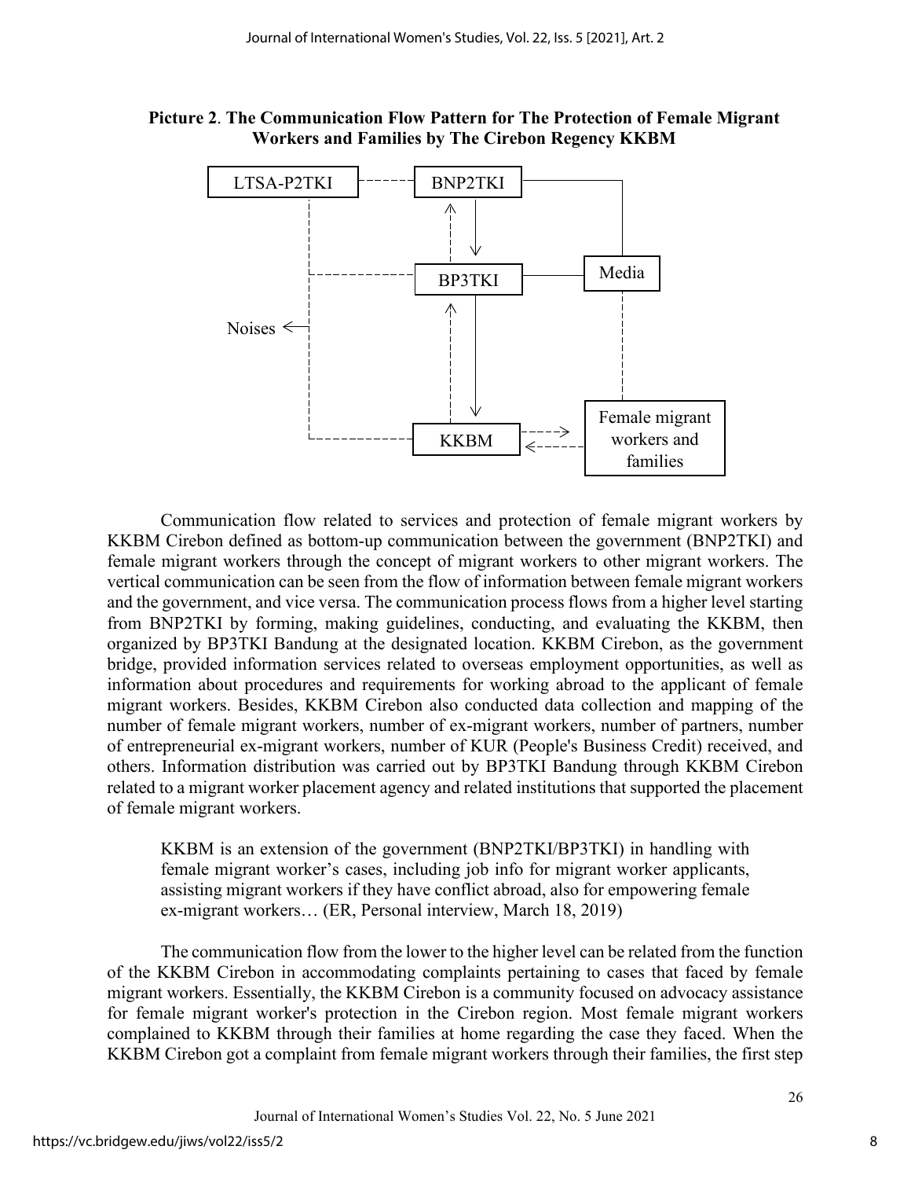**Picture 2**. **The Communication Flow Pattern for The Protection of Female Migrant Workers and Families by The Cirebon Regency KKBM**

Communication flow related to services and protection of female migrant workers by KKBM Cirebon defined as bottom-up communication between the government (BNP2TKI) and female migrant workers through the concept of migrant workers to other migrant workers. The vertical communication can be seen from the flow of information between female migrant workers and the government, and vice versa. The communication process flows from a higher level starting from BNP2TKI by forming, making guidelines, conducting, and evaluating the KKBM, then organized by BP3TKI Bandung at the designated location. KKBM Cirebon, as the government bridge, provided information services related to overseas employment opportunities, as well as information about procedures and requirements for working abroad to the applicant of female migrant workers. Besides, KKBM Cirebon also conducted data collection and mapping of the number of female migrant workers, number of ex-migrant workers, number of partners, number of entrepreneurial ex-migrant workers, number of KUR (People's Business Credit) received, and others. Information distribution was carried out by BP3TKI Bandung through KKBM Cirebon related to a migrant worker placement agency and related institutions that supported the placement of female migrant workers.

> KKBM is an extension of the government (BNP2TKI/BP3TKI) in handling with female migrant worker's cases, including job info for migrant worker applicants, assisting migrant workers if they have conflict abroad, also for empowering female ex-migrant workers… (ER, Personal interview, March 18, 2019)

The communication flow from the lower to the higher level can be related from the function of the KKBM Cirebon in accommodating complaints pertaining to cases that faced by female migrant workers. Essentially, the KKBM Cirebon is a community focused on advocacy assistance for female migrant worker's protection in the Cirebon region. Most female migrant workers complained to KKBM through their families at home regarding the case they faced. When the KKBM Cirebon got a complaint from female migrant workers through their families, the first step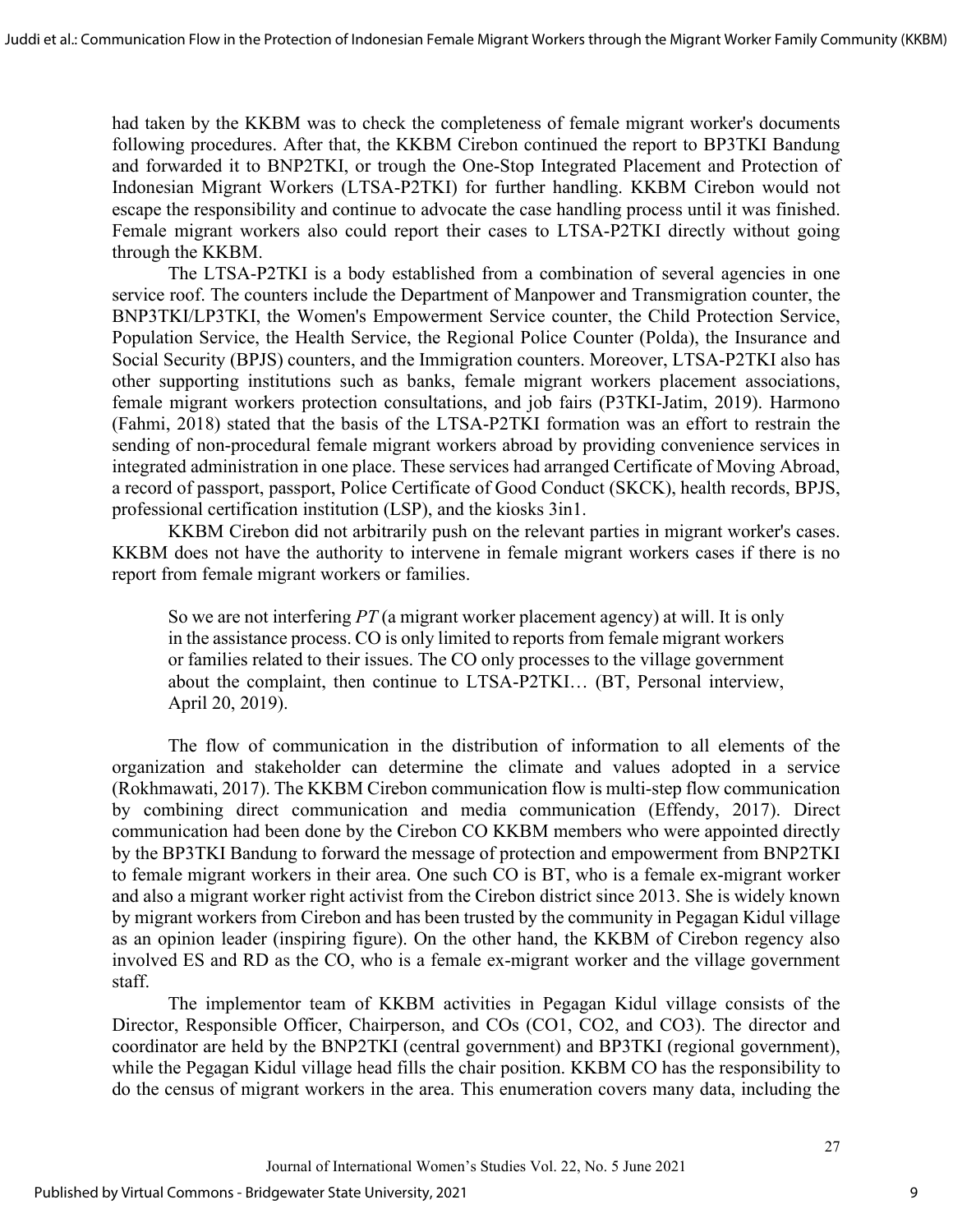had taken by the KKBM was to check the completeness of female migrant worker's documents following procedures. After that, the KKBM Cirebon continued the report to BP3TKI Bandung and forwarded it to BNP2TKI, or trough the One-Stop Integrated Placement and Protection of Indonesian Migrant Workers (LTSA-P2TKI) for further handling. KKBM Cirebon would not escape the responsibility and continue to advocate the case handling process until it was finished. Female migrant workers also could report their cases to LTSA-P2TKI directly without going through the KKBM.

The LTSA-P2TKI is a body established from a combination of several agencies in one service roof. The counters include the Department of Manpower and Transmigration counter, the BNP3TKI/LP3TKI, the Women's Empowerment Service counter, the Child Protection Service, Population Service, the Health Service, the Regional Police Counter (Polda), the Insurance and Social Security (BPJS) counters, and the Immigration counters. Moreover, LTSA-P2TKI also has other supporting institutions such as banks, female migrant workers placement associations, female migrant workers protection consultations, and job fairs (P3TKI-Jatim, 2019). Harmono (Fahmi, 2018) stated that the basis of the LTSA-P2TKI formation was an effort to restrain the sending of non-procedural female migrant workers abroad by providing convenience services in integrated administration in one place. These services had arranged Certificate of Moving Abroad, a record of passport, passport, Police Certificate of Good Conduct (SKCK), health records, BPJS, professional certification institution (LSP), and the kiosks 3in1.

KKBM Cirebon did not arbitrarily push on the relevant parties in migrant worker's cases. KKBM does not have the authority to intervene in female migrant workers cases if there is no report from female migrant workers or families.

> So we are not interfering *PT* (a migrant worker placement agency) at will. It is only in the assistance process. CO is only limited to reports from female migrant workers or families related to their issues. The CO only processes to the village government about the complaint, then continue to LTSA-P2TKI… (BT, Personal interview, April 20, 2019).

The flow of communication in the distribution of information to all elements of the organization and stakeholder can determine the climate and values adopted in a service (Rokhmawati, 2017). The KKBM Cirebon communication flow is multi-step flow communication by combining direct communication and media communication (Effendy, 2017). Direct communication had been done by the Cirebon CO KKBM members who were appointed directly by the BP3TKI Bandung to forward the message of protection and empowerment from BNP2TKI to female migrant workers in their area. One such CO is BT, who is a female ex-migrant worker and also a migrant worker right activist from the Cirebon district since 2013. She is widely known by migrant workers from Cirebon and has been trusted by the community in Pegagan Kidul village as an opinion leader (inspiring figure). On the other hand, the KKBM of Cirebon regency also involved ES and RD as the CO, who is a female ex-migrant worker and the village government staff.

The implementor team of KKBM activities in Pegagan Kidul village consists of the Director, Responsible Officer, Chairperson, and COs (CO1, CO2, and CO3). The director and coordinator are held by the BNP2TKI (central government) and BP3TKI (regional government), while the Pegagan Kidul village head fills the chair position. KKBM CO has the responsibility to do the census of migrant workers in the area. This enumeration covers many data, including the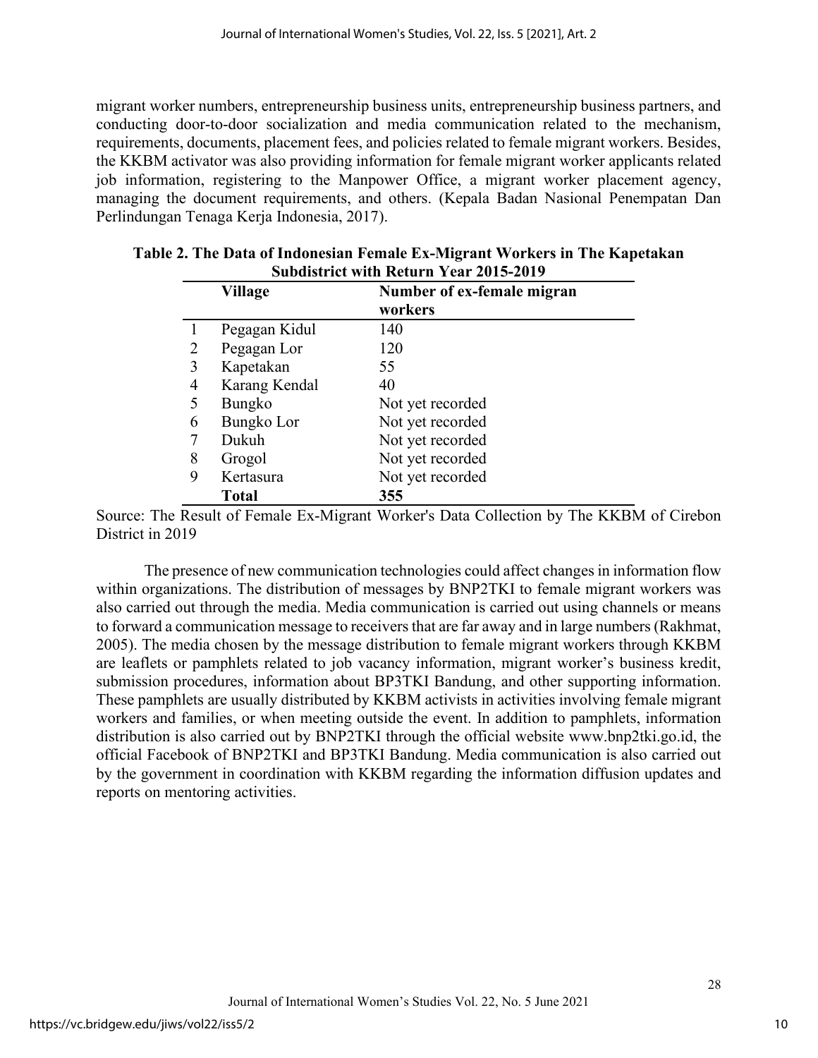migrant worker numbers, entrepreneurship business units, entrepreneurship business partners, and conducting door-to-door socialization and media communication related to the mechanism, requirements, documents, placement fees, and policies related to female migrant workers. Besides, the KKBM activator was also providing information for female migrant worker applicants related job information, registering to the Manpower Office, a migrant worker placement agency, managing the document requirements, and others. (Kepala Badan Nasional Penempatan Dan Perlindungan Tenaga Kerja Indonesia, 2017).

**Table 2. The Data of Indonesian Female Ex-Migrant Workers in The Kapetakan Subdistrict with Return Year 2015-2019**

| | Village | Number of ex-female migran workers |
|---|---|---|
| 1 | Pegagan Kidul | 140 |
| 2 | Pegagan Lor | 120 |
| 3 | Kapetakan | 55 |
| 4 | Karang Kendal | 40 |
| 5 | Bungko | Not yet recorded |
| 6 | Bungko Lor | Not yet recorded |
| 7 | Dukuh | Not yet recorded |
| 8 | Grogol | Not yet recorded |
| 9 | Kertasura | Not yet recorded |
| | **Total** | **355** |

Source: The Result of Female Ex-Migrant Worker's Data Collection by The KKBM of Cirebon District in 2019

The presence of new communication technologies could affect changes in information flow within organizations. The distribution of messages by BNP2TKI to female migrant workers was also carried out through the media. Media communication is carried out using channels or means to forward a communication message to receivers that are far away and in large numbers (Rakhmat, 2005). The media chosen by the message distribution to female migrant workers through KKBM are leaflets or pamphlets related to job vacancy information, migrant worker's business kredit, submission procedures, information about BP3TKI Bandung, and other supporting information. These pamphlets are usually distributed by KKBM activists in activities involving female migrant workers and families, or when meeting outside the event. In addition to pamphlets, information distribution is also carried out by BNP2TKI through the official website www.bnp2tki.go.id, the official Facebook of BNP2TKI and BP3TKI Bandung. Media communication is also carried out by the government in coordination with KKBM regarding the information diffusion updates and reports on mentoring activities.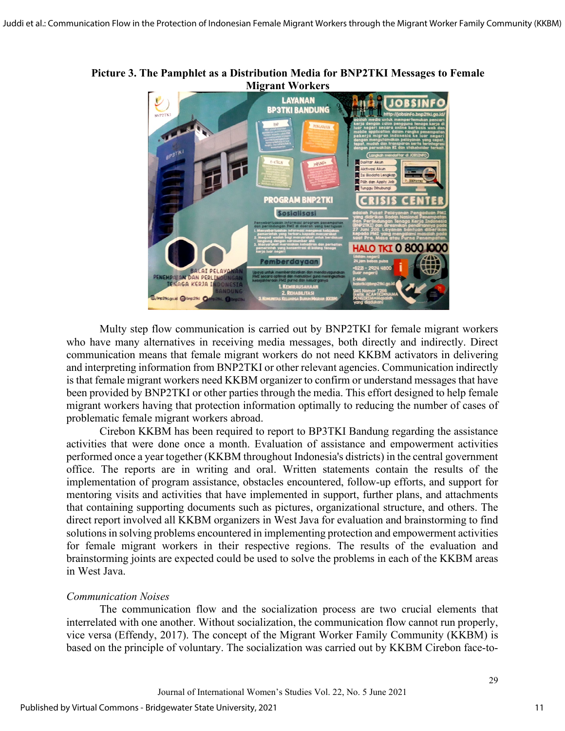**Picture 3. The Pamphlet as a Distribution Media for BNP2TKI Messages to Female Migrant Workers**

Multy step flow communication is carried out by BNP2TKI for female migrant workers who have many alternatives in receiving media messages, both directly and indirectly. Direct communication means that female migrant workers do not need KKBM activators in delivering and interpreting information from BNP2TKI or other relevant agencies. Communication indirectly is that female migrant workers need KKBM organizer to confirm or understand messages that have been provided by BNP2TKI or other parties through the media. This effort designed to help female migrant workers having that protection information optimally to reducing the number of cases of problematic female migrant workers abroad.

Cirebon KKBM has been required to report to BP3TKI Bandung regarding the assistance activities that were done once a month. Evaluation of assistance and empowerment activities performed once a year together (KKBM throughout Indonesia's districts) in the central government office. The reports are in writing and oral. Written statements contain the results of the implementation of program assistance, obstacles encountered, follow-up efforts, and support for mentoring visits and activities that have implemented in support, further plans, and attachments that containing supporting documents such as pictures, organizational structure, and others. The direct report involved all KKBM organizers in West Java for evaluation and brainstorming to find solutions in solving problems encountered in implementing protection and empowerment activities for female migrant workers in their respective regions. The results of the evaluation and brainstorming joints are expected could be used to solve the problems in each of the KKBM areas in West Java.

*Communication Noises*

The communication flow and the socialization process are two crucial elements that interrelated with one another. Without socialization, the communication flow cannot run properly, vice versa (Effendy, 2017). The concept of the Migrant Worker Family Community (KKBM) is based on the principle of voluntary. The socialization was carried out by KKBM Cirebon face-to-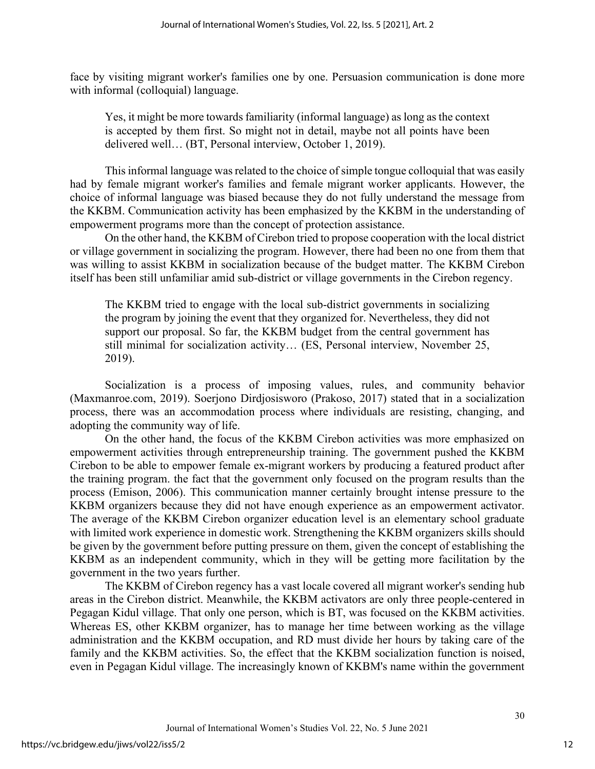face by visiting migrant worker's families one by one. Persuasion communication is done more with informal (colloquial) language.

> Yes, it might be more towards familiarity (informal language) as long as the context is accepted by them first. So might not in detail, maybe not all points have been delivered well… (BT, Personal interview, October 1, 2019).

This informal language was related to the choice of simple tongue colloquial that was easily had by female migrant worker's families and female migrant worker applicants. However, the choice of informal language was biased because they do not fully understand the message from the KKBM. Communication activity has been emphasized by the KKBM in the understanding of empowerment programs more than the concept of protection assistance.

On the other hand, the KKBM of Cirebon tried to propose cooperation with the local district or village government in socializing the program. However, there had been no one from them that was willing to assist KKBM in socialization because of the budget matter. The KKBM Cirebon itself has been still unfamiliar amid sub-district or village governments in the Cirebon regency.

> The KKBM tried to engage with the local sub-district governments in socializing the program by joining the event that they organized for. Nevertheless, they did not support our proposal. So far, the KKBM budget from the central government has still minimal for socialization activity… (ES, Personal interview, November 25, 2019).

Socialization is a process of imposing values, rules, and community behavior (Maxmanroe.com, 2019). Soerjono Dirdjosisworo (Prakoso, 2017) stated that in a socialization process, there was an accommodation process where individuals are resisting, changing, and adopting the community way of life.

On the other hand, the focus of the KKBM Cirebon activities was more emphasized on empowerment activities through entrepreneurship training. The government pushed the KKBM Cirebon to be able to empower female ex-migrant workers by producing a featured product after the training program. the fact that the government only focused on the program results than the process (Emison, 2006). This communication manner certainly brought intense pressure to the KKBM organizers because they did not have enough experience as an empowerment activator. The average of the KKBM Cirebon organizer education level is an elementary school graduate with limited work experience in domestic work. Strengthening the KKBM organizers skills should be given by the government before putting pressure on them, given the concept of establishing the KKBM as an independent community, which in they will be getting more facilitation by the government in the two years further.

The KKBM of Cirebon regency has a vast locale covered all migrant worker's sending hub areas in the Cirebon district. Meanwhile, the KKBM activators are only three people-centered in Pegagan Kidul village. That only one person, which is BT, was focused on the KKBM activities. Whereas ES, other KKBM organizer, has to manage her time between working as the village administration and the KKBM occupation, and RD must divide her hours by taking care of the family and the KKBM activities. So, the effect that the KKBM socialization function is noised, even in Pegagan Kidul village. The increasingly known of KKBM's name within the government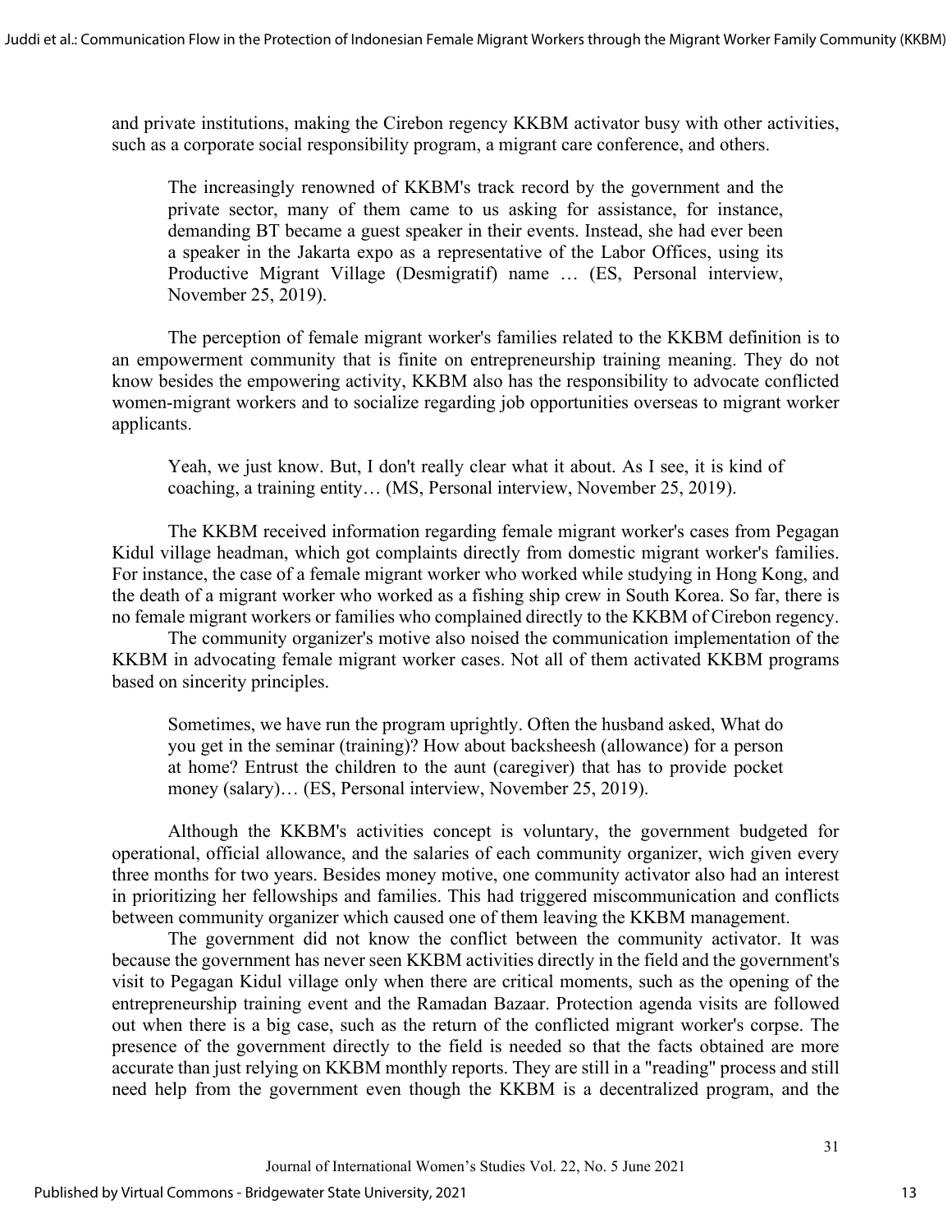and private institutions, making the Cirebon regency KKBM activator busy with other activities, such as a corporate social responsibility program, a migrant care conference, and others.

> The increasingly renowned of KKBM's track record by the government and the private sector, many of them came to us asking for assistance, for instance, demanding BT became a guest speaker in their events. Instead, she had ever been a speaker in the Jakarta expo as a representative of the Labor Offices, using its Productive Migrant Village (Desmigratif) name … (ES, Personal interview, November 25, 2019).

The perception of female migrant worker's families related to the KKBM definition is to an empowerment community that is finite on entrepreneurship training meaning. They do not know besides the empowering activity, KKBM also has the responsibility to advocate conflicted women-migrant workers and to socialize regarding job opportunities overseas to migrant worker applicants.

> Yeah, we just know. But, I don't really clear what it about. As I see, it is kind of coaching, a training entity… (MS, Personal interview, November 25, 2019).

The KKBM received information regarding female migrant worker's cases from Pegagan Kidul village headman, which got complaints directly from domestic migrant worker's families. For instance, the case of a female migrant worker who worked while studying in Hong Kong, and the death of a migrant worker who worked as a fishing ship crew in South Korea. So far, there is no female migrant workers or families who complained directly to the KKBM of Cirebon regency.

The community organizer's motive also noised the communication implementation of the KKBM in advocating female migrant worker cases. Not all of them activated KKBM programs based on sincerity principles.

> Sometimes, we have run the program uprightly. Often the husband asked, What do you get in the seminar (training)? How about backsheesh (allowance) for a person at home? Entrust the children to the aunt (caregiver) that has to provide pocket money (salary)… (ES, Personal interview, November 25, 2019).

Although the KKBM's activities concept is voluntary, the government budgeted for operational, official allowance, and the salaries of each community organizer, wich given every three months for two years. Besides money motive, one community activator also had an interest in prioritizing her fellowships and families. This had triggered miscommunication and conflicts between community organizer which caused one of them leaving the KKBM management.

The government did not know the conflict between the community activator. It was because the government has never seen KKBM activities directly in the field and the government's visit to Pegagan Kidul village only when there are critical moments, such as the opening of the entrepreneurship training event and the Ramadan Bazaar. Protection agenda visits are followed out when there is a big case, such as the return of the conflicted migrant worker's corpse. The presence of the government directly to the field is needed so that the facts obtained are more accurate than just relying on KKBM monthly reports. They are still in a "reading" process and still need help from the government even though the KKBM is a decentralized program, and the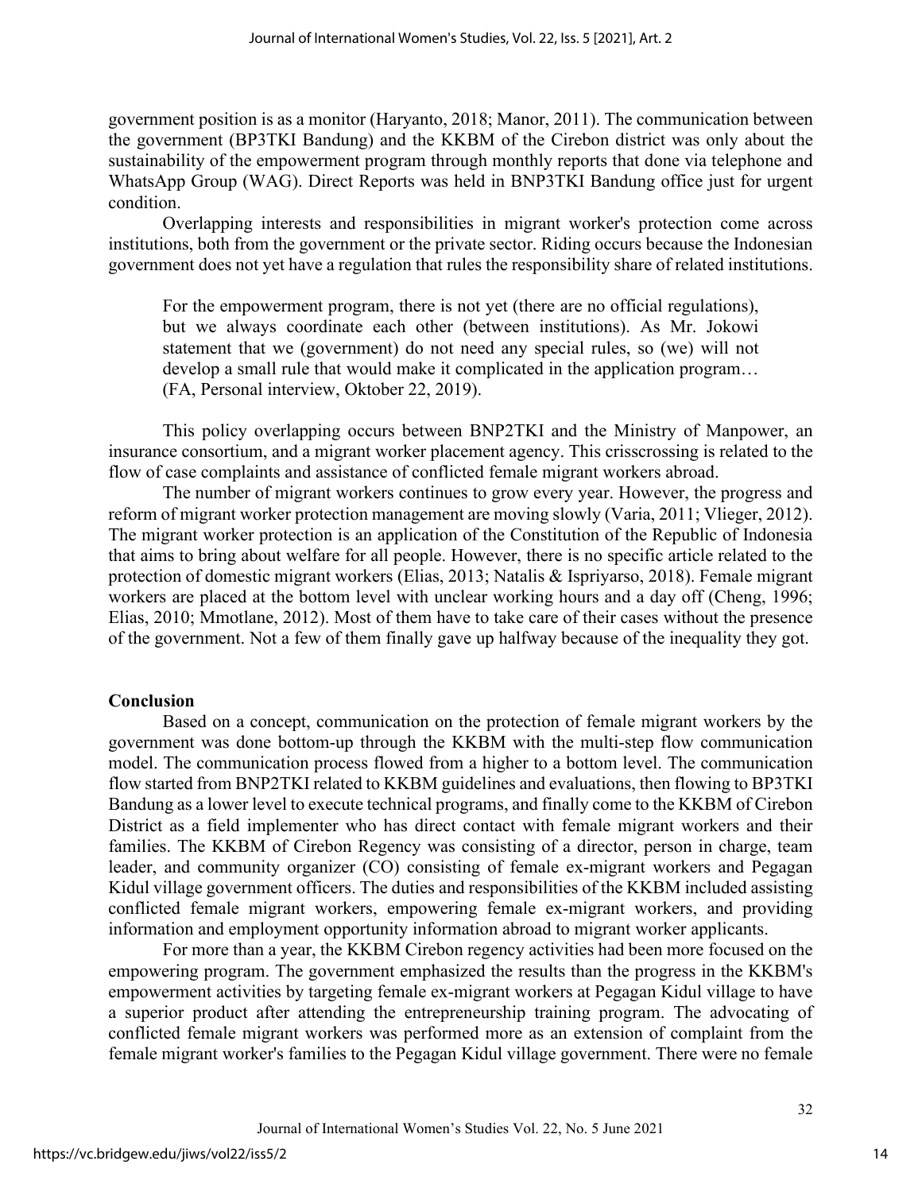government position is as a monitor (Haryanto, 2018; Manor, 2011). The communication between the government (BP3TKI Bandung) and the KKBM of the Cirebon district was only about the sustainability of the empowerment program through monthly reports that done via telephone and WhatsApp Group (WAG). Direct Reports was held in BNP3TKI Bandung office just for urgent condition.

Overlapping interests and responsibilities in migrant worker's protection come across institutions, both from the government or the private sector. Riding occurs because the Indonesian government does not yet have a regulation that rules the responsibility share of related institutions.

> For the empowerment program, there is not yet (there are no official regulations), but we always coordinate each other (between institutions). As Mr. Jokowi statement that we (government) do not need any special rules, so (we) will not develop a small rule that would make it complicated in the application program… (FA, Personal interview, Oktober 22, 2019).

This policy overlapping occurs between BNP2TKI and the Ministry of Manpower, an insurance consortium, and a migrant worker placement agency. This crisscrossing is related to the flow of case complaints and assistance of conflicted female migrant workers abroad.

The number of migrant workers continues to grow every year. However, the progress and reform of migrant worker protection management are moving slowly (Varia, 2011; Vlieger, 2012). The migrant worker protection is an application of the Constitution of the Republic of Indonesia that aims to bring about welfare for all people. However, there is no specific article related to the protection of domestic migrant workers (Elias, 2013; Natalis & Ispriyarso, 2018). Female migrant workers are placed at the bottom level with unclear working hours and a day off (Cheng, 1996; Elias, 2010; Mmotlane, 2012). Most of them have to take care of their cases without the presence of the government. Not a few of them finally gave up halfway because of the inequality they got.

## Conclusion

Based on a concept, communication on the protection of female migrant workers by the government was done bottom-up through the KKBM with the multi-step flow communication model. The communication process flowed from a higher to a bottom level. The communication flow started from BNP2TKI related to KKBM guidelines and evaluations, then flowing to BP3TKI Bandung as a lower level to execute technical programs, and finally come to the KKBM of Cirebon District as a field implementer who has direct contact with female migrant workers and their families. The KKBM of Cirebon Regency was consisting of a director, person in charge, team leader, and community organizer (CO) consisting of female ex-migrant workers and Pegagan Kidul village government officers. The duties and responsibilities of the KKBM included assisting conflicted female migrant workers, empowering female ex-migrant workers, and providing information and employment opportunity information abroad to migrant worker applicants.

For more than a year, the KKBM Cirebon regency activities had been more focused on the empowering program. The government emphasized the results than the progress in the KKBM's empowerment activities by targeting female ex-migrant workers at Pegagan Kidul village to have a superior product after attending the entrepreneurship training program. The advocating of conflicted female migrant workers was performed more as an extension of complaint from the female migrant worker's families to the Pegagan Kidul village government. There were no female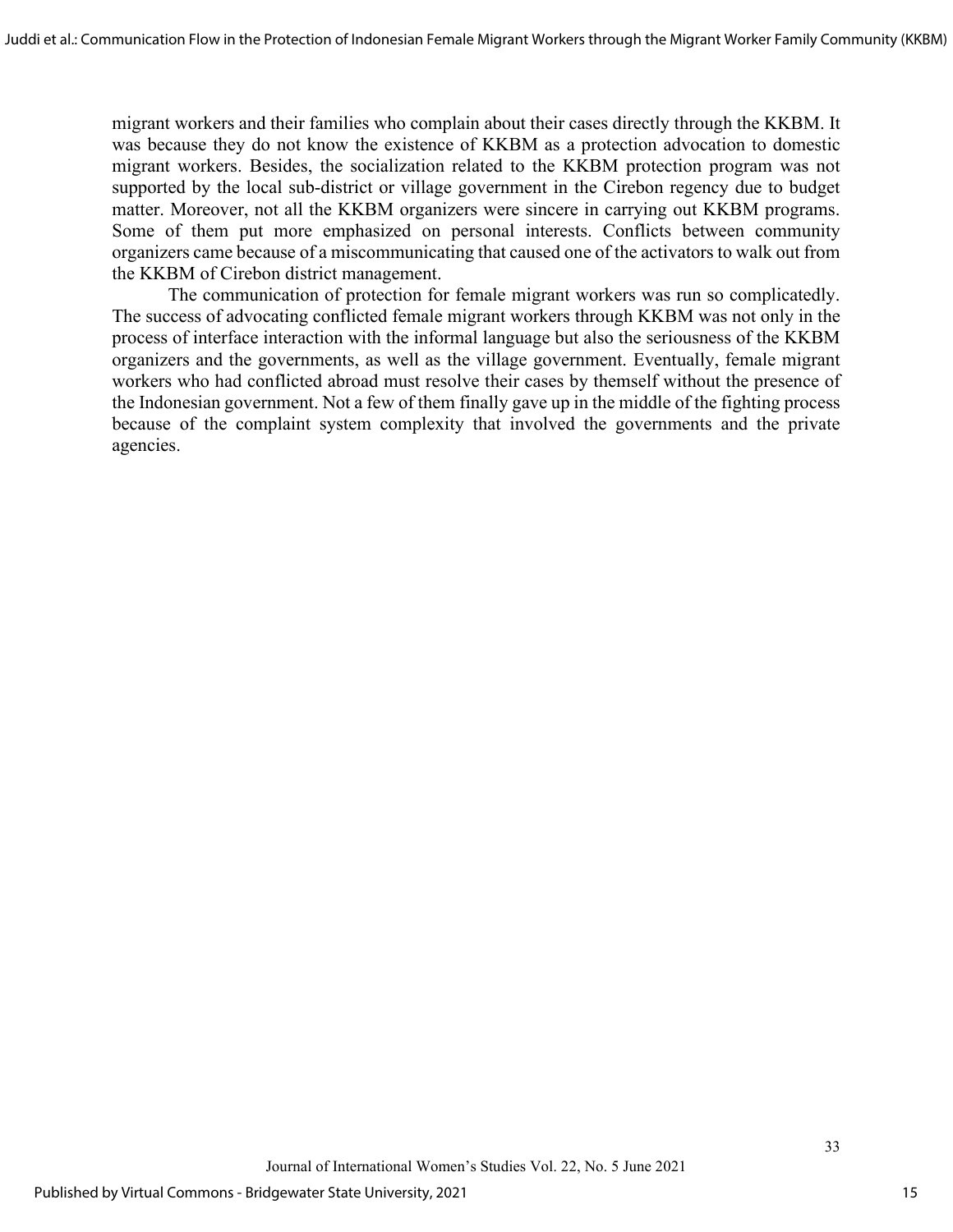migrant workers and their families who complain about their cases directly through the KKBM. It was because they do not know the existence of KKBM as a protection advocation to domestic migrant workers. Besides, the socialization related to the KKBM protection program was not supported by the local sub-district or village government in the Cirebon regency due to budget matter. Moreover, not all the KKBM organizers were sincere in carrying out KKBM programs. Some of them put more emphasized on personal interests. Conflicts between community organizers came because of a miscommunicating that caused one of the activators to walk out from the KKBM of Cirebon district management.

The communication of protection for female migrant workers was run so complicatedly. The success of advocating conflicted female migrant workers through KKBM was not only in the process of interface interaction with the informal language but also the seriousness of the KKBM organizers and the governments, as well as the village government. Eventually, female migrant workers who had conflicted abroad must resolve their cases by themself without the presence of the Indonesian government. Not a few of them finally gave up in the middle of the fighting process because of the complaint system complexity that involved the governments and the private agencies.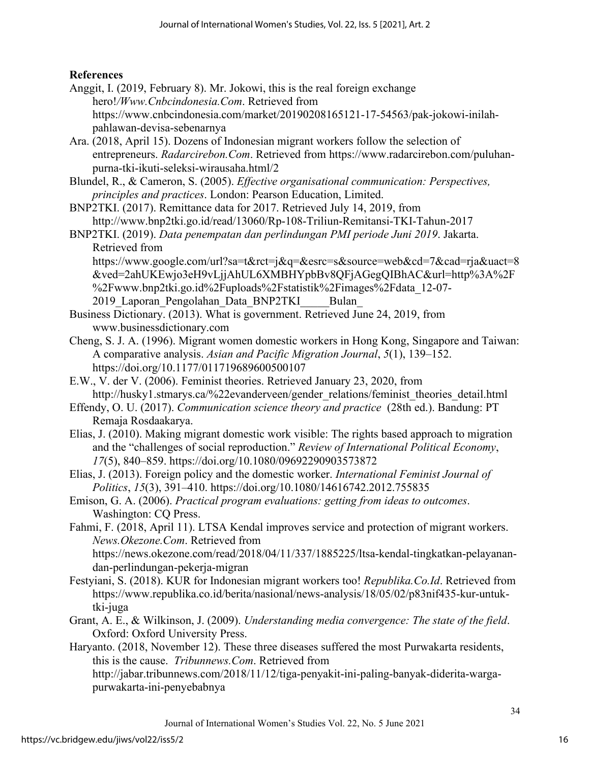## References

Anggit, I. (2019, February 8). Mr. Jokowi, this is the real foreign exchange hero!/*Www.Cnbcindonesia.Com*. Retrieved from https://www.cnbcindonesia.com/market/20190208165121-17-54563/pak-jokowi-inilah-pahlawan-devisa-sebenarnya

Ara. (2018, April 15). Dozens of Indonesian migrant workers follow the selection of entrepreneurs. *Radarcirebon.Com*. Retrieved from https://www.radarcirebon.com/puluhan-purna-tki-ikuti-seleksi-wirausaha.html/2

Blundel, R., & Cameron, S. (2005). *Effective organisational communication: Perspectives, principles and practices*. London: Pearson Education, Limited.

BNP2TKI. (2017). Remittance data for 2017. Retrieved July 14, 2019, from http://www.bnp2tki.go.id/read/13060/Rp-108-Triliun-Remitansi-TKI-Tahun-2017

BNP2TKI. (2019). *Data penempatan dan perlindungan PMI periode Juni 2019*. Jakarta. Retrieved from https://www.google.com/url?sa=t&rct=j&q=&esrc=s&source=web&cd=7&cad=rja&uact=8&ved=2ahUKEwjo3eH9vLjjAhUL6XMBHYpbBv8QFjAGegQIBhAC&url=http%3A%2F%2Fwww.bnp2tki.go.id%2Fuploads%2Fstatistik%2Fimages%2Fdata_12-07-2019_Laporan_Pengolahan_Data_BNP2TKI_____Bulan_

Business Dictionary. (2013). What is government. Retrieved June 24, 2019, from www.businessdictionary.com

Cheng, S. J. A. (1996). Migrant women domestic workers in Hong Kong, Singapore and Taiwan: A comparative analysis. *Asian and Pacific Migration Journal*, *5*(1), 139–152. https://doi.org/10.1177/011719689600500107

E.W., V. der V. (2006). Feminist theories. Retrieved January 23, 2020, from http://husky1.stmarys.ca/%22evanderveen/gender_relations/feminist_theories_detail.html

Effendy, O. U. (2017). *Communication science theory and practice* (28th ed.). Bandung: PT Remaja Rosdaakarya.

Elias, J. (2010). Making migrant domestic work visible: The rights based approach to migration and the "challenges of social reproduction." *Review of International Political Economy*, *17*(5), 840–859. https://doi.org/10.1080/09692290903573872

Elias, J. (2013). Foreign policy and the domestic worker. *International Feminist Journal of Politics*, *15*(3), 391–410. https://doi.org/10.1080/14616742.2012.755835

Emison, G. A. (2006). *Practical program evaluations: getting from ideas to outcomes*. Washington: CQ Press.

Fahmi, F. (2018, April 11). LTSA Kendal improves service and protection of migrant workers. *News.Okezone.Com*. Retrieved from https://news.okezone.com/read/2018/04/11/337/1885225/ltsa-kendal-tingkatkan-pelayanan-dan-perlindungan-pekerja-migran

Festyiani, S. (2018). KUR for Indonesian migrant workers too! *Republika.Co.Id*. Retrieved from https://www.republika.co.id/berita/nasional/news-analysis/18/05/02/p83nif435-kur-untuk-tki-juga

Grant, A. E., & Wilkinson, J. (2009). *Understanding media convergence: The state of the field*. Oxford: Oxford University Press.

Haryanto. (2018, November 12). These three diseases suffered the most Purwakarta residents, this is the cause. *Tribunnews.Com*. Retrieved from http://jabar.tribunnews.com/2018/11/12/tiga-penyakit-ini-paling-banyak-diderita-warga-purwakarta-ini-penyebabnya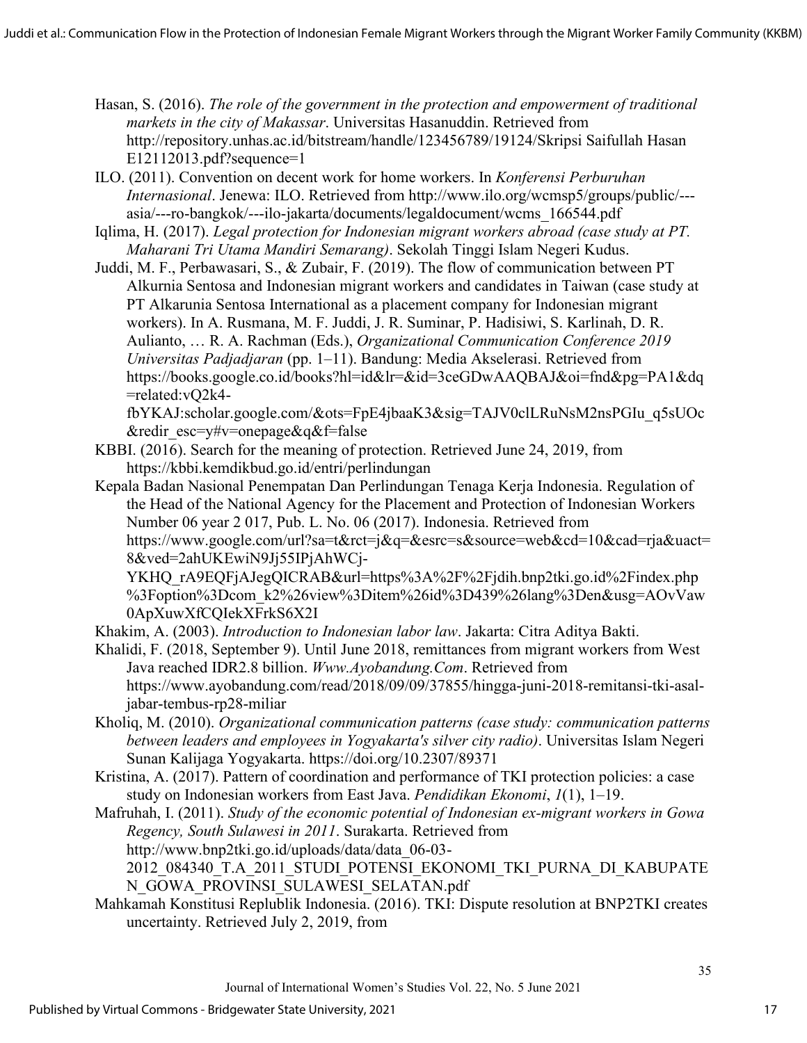Hasan, S. (2016). *The role of the government in the protection and empowerment of traditional markets in the city of Makassar*. Universitas Hasanuddin. Retrieved from http://repository.unhas.ac.id/bitstream/handle/123456789/19124/Skripsi Saifullah Hasan E12112013.pdf?sequence=1

ILO. (2011). Convention on decent work for home workers. In *Konferensi Perburuhan Internasional*. Jenewa: ILO. Retrieved from http://www.ilo.org/wcmsp5/groups/public/---asia/---ro-bangkok/---ilo-jakarta/documents/legaldocument/wcms_166544.pdf

Iqlima, H. (2017). *Legal protection for Indonesian migrant workers abroad (case study at PT. Maharani Tri Utama Mandiri Semarang)*. Sekolah Tinggi Islam Negeri Kudus.

Juddi, M. F., Perbawasari, S., & Zubair, F. (2019). The flow of communication between PT Alkurnia Sentosa and Indonesian migrant workers and candidates in Taiwan (case study at PT Alkarunia Sentosa International as a placement company for Indonesian migrant workers). In A. Rusmana, M. F. Juddi, J. R. Suminar, P. Hadisiwi, S. Karlinah, D. R. Aulianto, … R. A. Rachman (Eds.), *Organizational Communication Conference 2019 Universitas Padjadjaran* (pp. 1–11). Bandung: Media Akselerasi. Retrieved from https://books.google.co.id/books?hl=id&lr=&id=3ceGDwAAQBAJ&oi=fnd&pg=PA1&dq=related:vQ2k4-fbYKAJ:scholar.google.com/&ots=FpE4jbaaK3&sig=TAJV0clLRuNsM2nsPGIu_q5sUOc&redir_esc=y#v=onepage&q&f=false

KBBI. (2016). Search for the meaning of protection. Retrieved June 24, 2019, from https://kbbi.kemdikbud.go.id/entri/perlindungan

Kepala Badan Nasional Penempatan Dan Perlindungan Tenaga Kerja Indonesia. Regulation of the Head of the National Agency for the Placement and Protection of Indonesian Workers Number 06 year 2 017, Pub. L. No. 06 (2017). Indonesia. Retrieved from https://www.google.com/url?sa=t&rct=j&q=&esrc=s&source=web&cd=10&cad=rja&uact=8&ved=2ahUKEwiN9Jj55IPjAhWCj-YKHQ_rA9EQFjAJegQICRAB&url=https%3A%2F%2Fjdih.bnp2tki.go.id%2Findex.php%3Foption%3Dcom_k2%26view%3Ditem%26id%3D439%26lang%3Den&usg=AOvVaw0ApXuwXfCQIekXFrkS6X2I

Khakim, A. (2003). *Introduction to Indonesian labor law*. Jakarta: Citra Aditya Bakti.

Khalidi, F. (2018, September 9). Until June 2018, remittances from migrant workers from West Java reached IDR2.8 billion. *Www.Ayobandung.Com*. Retrieved from https://www.ayobandung.com/read/2018/09/09/37855/hingga-juni-2018-remitansi-tki-asal-jabar-tembus-rp28-miliar

Kholiq, M. (2010). *Organizational communication patterns (case study: communication patterns between leaders and employees in Yogyakarta's silver city radio)*. Universitas Islam Negeri Sunan Kalijaga Yogyakarta. https://doi.org/10.2307/89371

Kristina, A. (2017). Pattern of coordination and performance of TKI protection policies: a case study on Indonesian workers from East Java. *Pendidikan Ekonomi*, *1*(1), 1–19.

Mafruhah, I. (2011). *Study of the economic potential of Indonesian ex-migrant workers in Gowa Regency, South Sulawesi in 2011*. Surakarta. Retrieved from http://www.bnp2tki.go.id/uploads/data/data_06-03-2012_084340_T.A_2011_STUDI_POTENSI_EKONOMI_TKI_PURNA_DI_KABUPATEN_GOWA_PROVINSI_SULAWESI_SELATAN.pdf

Mahkamah Konstitusi Replublik Indonesia. (2016). TKI: Dispute resolution at BNP2TKI creates uncertainty. Retrieved July 2, 2019, from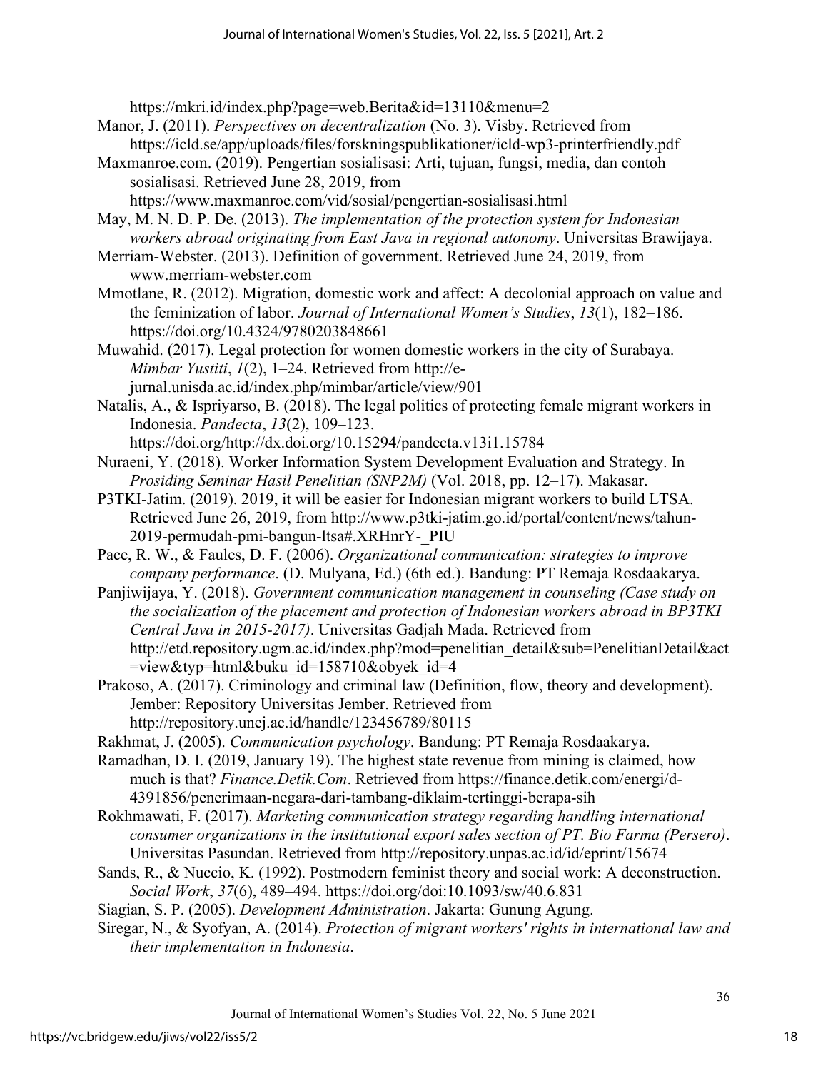https://mkri.id/index.php?page=web.Berita&id=13110&menu=2

Manor, J. (2011). *Perspectives on decentralization* (No. 3). Visby. Retrieved from https://icld.se/app/uploads/files/forskningspublikationer/icld-wp3-printerfriendly.pdf

Maxmanroe.com. (2019). Pengertian sosialisasi: Arti, tujuan, fungsi, media, dan contoh sosialisasi. Retrieved June 28, 2019, from https://www.maxmanroe.com/vid/sosial/pengertian-sosialisasi.html

May, M. N. D. P. De. (2013). *The implementation of the protection system for Indonesian workers abroad originating from East Java in regional autonomy*. Universitas Brawijaya.

Merriam-Webster. (2013). Definition of government. Retrieved June 24, 2019, from www.merriam-webster.com

Mmotlane, R. (2012). Migration, domestic work and affect: A decolonial approach on value and the feminization of labor. *Journal of International Women's Studies*, *13*(1), 182–186. https://doi.org/10.4324/9780203848661

Muwahid. (2017). Legal protection for women domestic workers in the city of Surabaya. *Mimbar Yustiti*, *1*(2), 1–24. Retrieved from http://e-jurnal.unisda.ac.id/index.php/mimbar/article/view/901

Natalis, A., & Ispriyarso, B. (2018). The legal politics of protecting female migrant workers in Indonesia. *Pandecta*, *13*(2), 109–123. https://doi.org/http://dx.doi.org/10.15294/pandecta.v13i1.15784

Nuraeni, Y. (2018). Worker Information System Development Evaluation and Strategy. In *Prosiding Seminar Hasil Penelitian (SNP2M)* (Vol. 2018, pp. 12–17). Makasar.

P3TKI-Jatim. (2019). 2019, it will be easier for Indonesian migrant workers to build LTSA. Retrieved June 26, 2019, from http://www.p3tki-jatim.go.id/portal/content/news/tahun-2019-permudah-pmi-bangun-ltsa#.XRHnrY-_PIU

Pace, R. W., & Faules, D. F. (2006). *Organizational communication: strategies to improve company performance*. (D. Mulyana, Ed.) (6th ed.). Bandung: PT Remaja Rosdaakarya.

Panjiwijaya, Y. (2018). *Government communication management in counseling (Case study on the socialization of the placement and protection of Indonesian workers abroad in BP3TKI Central Java in 2015-2017)*. Universitas Gadjah Mada. Retrieved from http://etd.repository.ugm.ac.id/index.php?mod=penelitian_detail&sub=PenelitianDetail&act=view&typ=html&buku_id=158710&obyek_id=4

Prakoso, A. (2017). Criminology and criminal law (Definition, flow, theory and development). Jember: Repository Universitas Jember. Retrieved from http://repository.unej.ac.id/handle/123456789/80115

Rakhmat, J. (2005). *Communication psychology*. Bandung: PT Remaja Rosdaakarya.

Ramadhan, D. I. (2019, January 19). The highest state revenue from mining is claimed, how much is that? *Finance.Detik.Com*. Retrieved from https://finance.detik.com/energi/d-4391856/penerimaan-negara-dari-tambang-diklaim-tertinggi-berapa-sih

Rokhmawati, F. (2017). *Marketing communication strategy regarding handling international consumer organizations in the institutional export sales section of PT. Bio Farma (Persero)*. Universitas Pasundan. Retrieved from http://repository.unpas.ac.id/id/eprint/15674

Sands, R., & Nuccio, K. (1992). Postmodern feminist theory and social work: A deconstruction. *Social Work*, *37*(6), 489–494. https://doi.org/doi:10.1093/sw/40.6.831

Siagian, S. P. (2005). *Development Administration*. Jakarta: Gunung Agung.

Siregar, N., & Syofyan, A. (2014). *Protection of migrant workers' rights in international law and their implementation in Indonesia*.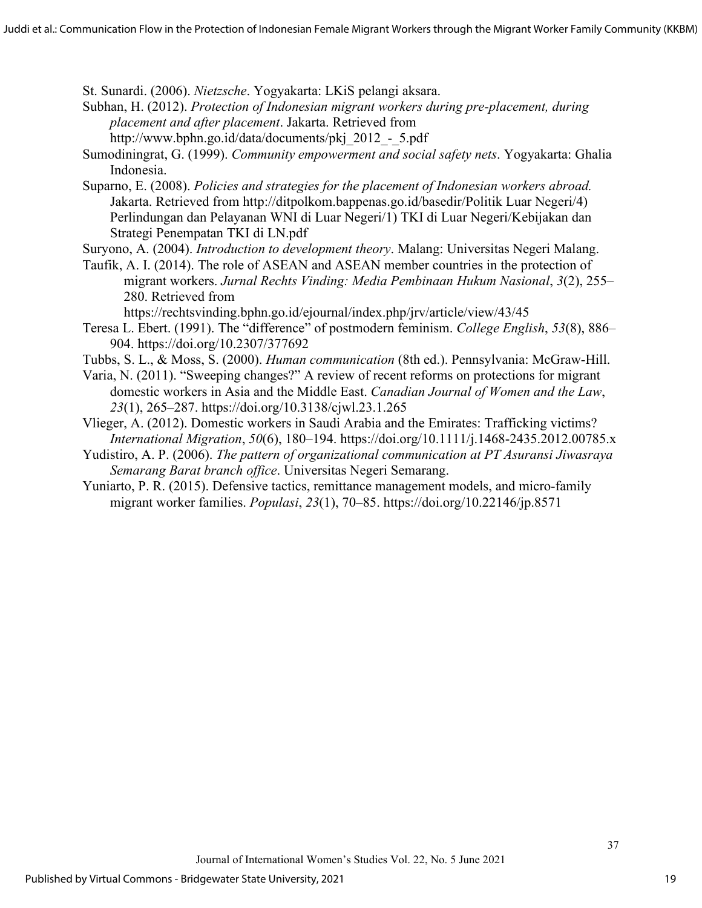St. Sunardi. (2006). *Nietzsche*. Yogyakarta: LKiS pelangi aksara.

Subhan, H. (2012). *Protection of Indonesian migrant workers during pre-placement, during placement and after placement*. Jakarta. Retrieved from http://www.bphn.go.id/data/documents/pkj_2012_-_5.pdf

Sumodiningrat, G. (1999). *Community empowerment and social safety nets*. Yogyakarta: Ghalia Indonesia.

Suparno, E. (2008). *Policies and strategies for the placement of Indonesian workers abroad.* Jakarta. Retrieved from http://ditpolkom.bappenas.go.id/basedir/Politik Luar Negeri/4) Perlindungan dan Pelayanan WNI di Luar Negeri/1) TKI di Luar Negeri/Kebijakan dan Strategi Penempatan TKI di LN.pdf

Suryono, A. (2004). *Introduction to development theory*. Malang: Universitas Negeri Malang.

Taufik, A. I. (2014). The role of ASEAN and ASEAN member countries in the protection of migrant workers. *Jurnal Rechts Vinding: Media Pembinaan Hukum Nasional*, *3*(2), 255–280. Retrieved from https://rechtsvinding.bphn.go.id/ejournal/index.php/jrv/article/view/43/45

Teresa L. Ebert. (1991). The "difference" of postmodern feminism. *College English*, *53*(8), 886–904. https://doi.org/10.2307/377692

Tubbs, S. L., & Moss, S. (2000). *Human communication* (8th ed.). Pennsylvania: McGraw-Hill.

Varia, N. (2011). "Sweeping changes?" A review of recent reforms on protections for migrant domestic workers in Asia and the Middle East. *Canadian Journal of Women and the Law*, *23*(1), 265–287. https://doi.org/10.3138/cjwl.23.1.265

Vlieger, A. (2012). Domestic workers in Saudi Arabia and the Emirates: Trafficking victims? *International Migration*, *50*(6), 180–194. https://doi.org/10.1111/j.1468-2435.2012.00785.x

Yudistiro, A. P. (2006). *The pattern of organizational communication at PT Asuransi Jiwasraya Semarang Barat branch office*. Universitas Negeri Semarang.

Yuniarto, P. R. (2015). Defensive tactics, remittance management models, and micro-family migrant worker families. *Populasi*, *23*(1), 70–85. https://doi.org/10.22146/jp.8571